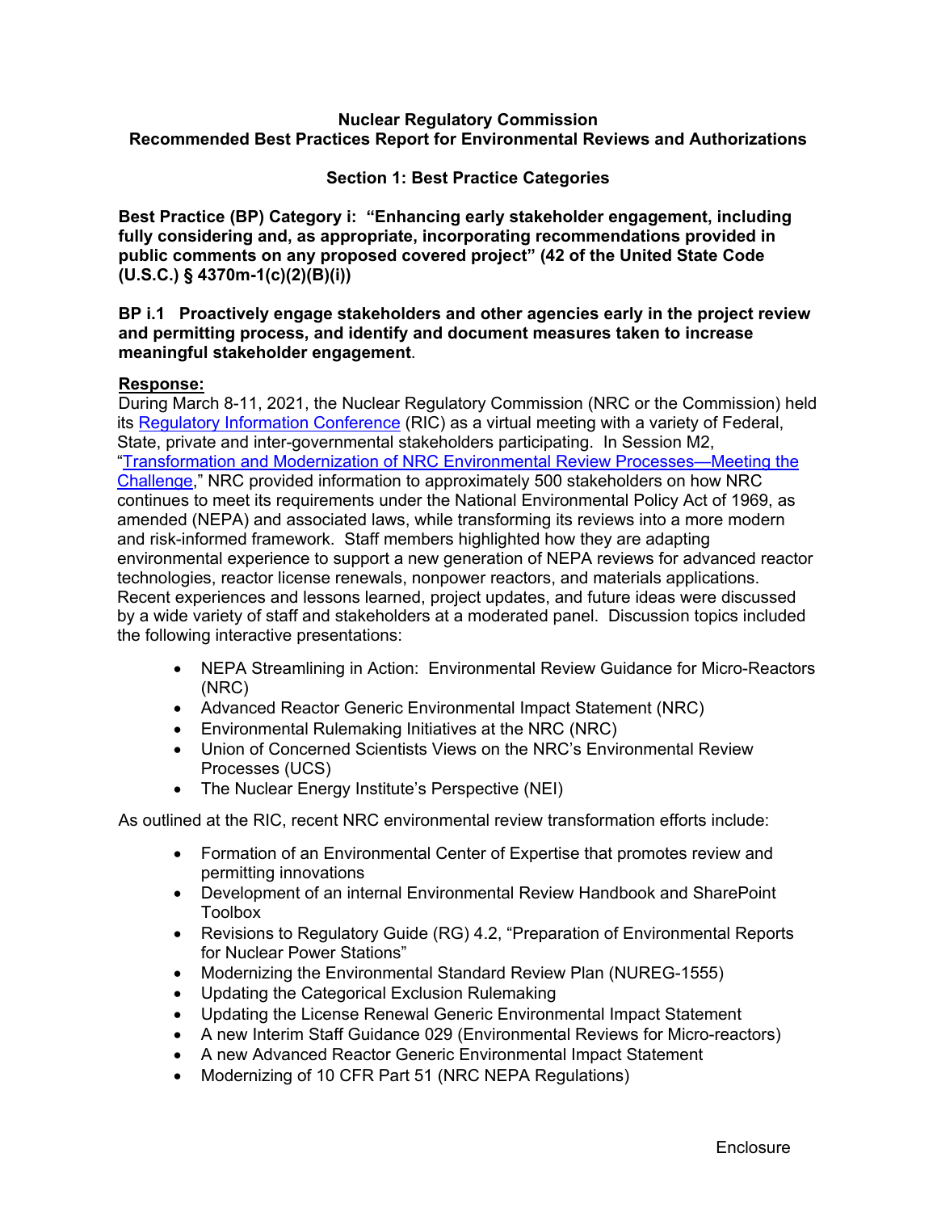# Nuclear Regulatory Commission
# Recommended Best Practices Report for Environmental Reviews and Authorizations

## Section 1: Best Practice Categories

**Best Practice (BP) Category i: "Enhancing early stakeholder engagement, including fully considering and, as appropriate, incorporating recommendations provided in public comments on any proposed covered project" (42 of the United State Code (U.S.C.) § 4370m-1(c)(2)(B)(i))**

**BP i.1 Proactively engage stakeholders and other agencies early in the project review and permitting process, and identify and document measures taken to increase meaningful stakeholder engagement**.

**Response:**

During March 8-11, 2021, the Nuclear Regulatory Commission (NRC or the Commission) held its Regulatory Information Conference (RIC) as a virtual meeting with a variety of Federal, State, private and inter-governmental stakeholders participating. In Session M2, "Transformation and Modernization of NRC Environmental Review Processes—Meeting the Challenge," NRC provided information to approximately 500 stakeholders on how NRC continues to meet its requirements under the National Environmental Policy Act of 1969, as amended (NEPA) and associated laws, while transforming its reviews into a more modern and risk-informed framework. Staff members highlighted how they are adapting environmental experience to support a new generation of NEPA reviews for advanced reactor technologies, reactor license renewals, nonpower reactors, and materials applications. Recent experiences and lessons learned, project updates, and future ideas were discussed by a wide variety of staff and stakeholders at a moderated panel. Discussion topics included the following interactive presentations:

- NEPA Streamlining in Action: Environmental Review Guidance for Micro-Reactors (NRC)
- Advanced Reactor Generic Environmental Impact Statement (NRC)
- Environmental Rulemaking Initiatives at the NRC (NRC)
- Union of Concerned Scientists Views on the NRC's Environmental Review Processes (UCS)
- The Nuclear Energy Institute's Perspective (NEI)

As outlined at the RIC, recent NRC environmental review transformation efforts include:

- Formation of an Environmental Center of Expertise that promotes review and permitting innovations
- Development of an internal Environmental Review Handbook and SharePoint Toolbox
- Revisions to Regulatory Guide (RG) 4.2, "Preparation of Environmental Reports for Nuclear Power Stations"
- Modernizing the Environmental Standard Review Plan (NUREG-1555)
- Updating the Categorical Exclusion Rulemaking
- Updating the License Renewal Generic Environmental Impact Statement
- A new Interim Staff Guidance 029 (Environmental Reviews for Micro-reactors)
- A new Advanced Reactor Generic Environmental Impact Statement
- Modernizing of 10 CFR Part 51 (NRC NEPA Regulations)

Enclosure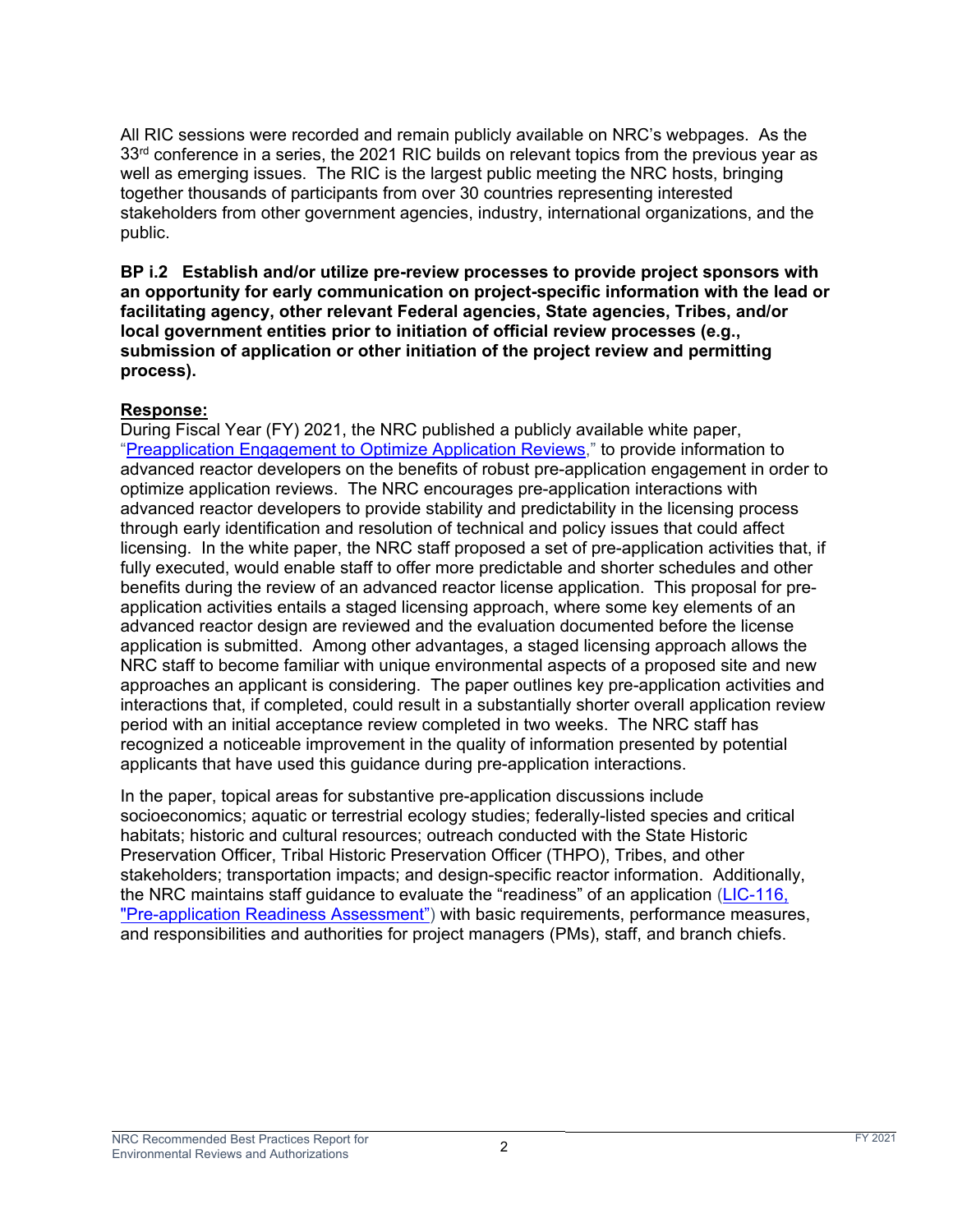All RIC sessions were recorded and remain publicly available on NRC's webpages. As the 33rd conference in a series, the 2021 RIC builds on relevant topics from the previous year as well as emerging issues. The RIC is the largest public meeting the NRC hosts, bringing together thousands of participants from over 30 countries representing interested stakeholders from other government agencies, industry, international organizations, and the public.

**BP i.2 Establish and/or utilize pre-review processes to provide project sponsors with an opportunity for early communication on project-specific information with the lead or facilitating agency, other relevant Federal agencies, State agencies, Tribes, and/or local government entities prior to initiation of official review processes (e.g., submission of application or other initiation of the project review and permitting process).**

**Response:**

During Fiscal Year (FY) 2021, the NRC published a publicly available white paper, "Preapplication Engagement to Optimize Application Reviews," to provide information to advanced reactor developers on the benefits of robust pre-application engagement in order to optimize application reviews. The NRC encourages pre-application interactions with advanced reactor developers to provide stability and predictability in the licensing process through early identification and resolution of technical and policy issues that could affect licensing. In the white paper, the NRC staff proposed a set of pre-application activities that, if fully executed, would enable staff to offer more predictable and shorter schedules and other benefits during the review of an advanced reactor license application. This proposal for pre-application activities entails a staged licensing approach, where some key elements of an advanced reactor design are reviewed and the evaluation documented before the license application is submitted. Among other advantages, a staged licensing approach allows the NRC staff to become familiar with unique environmental aspects of a proposed site and new approaches an applicant is considering. The paper outlines key pre-application activities and interactions that, if completed, could result in a substantially shorter overall application review period with an initial acceptance review completed in two weeks. The NRC staff has recognized a noticeable improvement in the quality of information presented by potential applicants that have used this guidance during pre-application interactions.

In the paper, topical areas for substantive pre-application discussions include socioeconomics; aquatic or terrestrial ecology studies; federally-listed species and critical habitats; historic and cultural resources; outreach conducted with the State Historic Preservation Officer, Tribal Historic Preservation Officer (THPO), Tribes, and other stakeholders; transportation impacts; and design-specific reactor information. Additionally, the NRC maintains staff guidance to evaluate the "readiness" of an application (LIC-116, "Pre-application Readiness Assessment") with basic requirements, performance measures, and responsibilities and authorities for project managers (PMs), staff, and branch chiefs.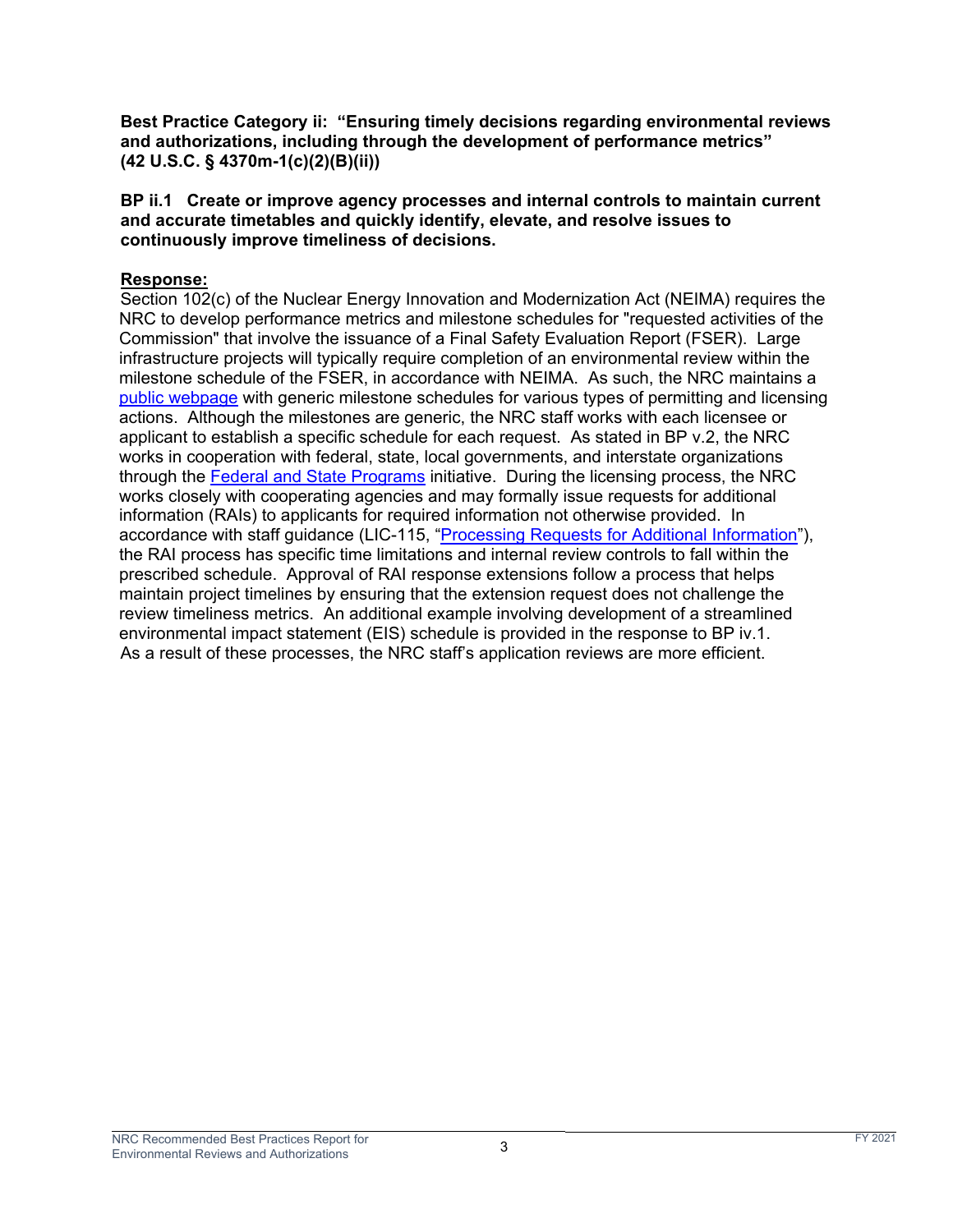**Best Practice Category ii: "Ensuring timely decisions regarding environmental reviews and authorizations, including through the development of performance metrics" (42 U.S.C. § 4370m-1(c)(2)(B)(ii))**

**BP ii.1 Create or improve agency processes and internal controls to maintain current and accurate timetables and quickly identify, elevate, and resolve issues to continuously improve timeliness of decisions.**

**Response:**

Section 102(c) of the Nuclear Energy Innovation and Modernization Act (NEIMA) requires the NRC to develop performance metrics and milestone schedules for "requested activities of the Commission" that involve the issuance of a Final Safety Evaluation Report (FSER). Large infrastructure projects will typically require completion of an environmental review within the milestone schedule of the FSER, in accordance with NEIMA. As such, the NRC maintains a public webpage with generic milestone schedules for various types of permitting and licensing actions. Although the milestones are generic, the NRC staff works with each licensee or applicant to establish a specific schedule for each request. As stated in BP v.2, the NRC works in cooperation with federal, state, local governments, and interstate organizations through the Federal and State Programs initiative. During the licensing process, the NRC works closely with cooperating agencies and may formally issue requests for additional information (RAIs) to applicants for required information not otherwise provided. In accordance with staff guidance (LIC-115, "Processing Requests for Additional Information"), the RAI process has specific time limitations and internal review controls to fall within the prescribed schedule. Approval of RAI response extensions follow a process that helps maintain project timelines by ensuring that the extension request does not challenge the review timeliness metrics. An additional example involving development of a streamlined environmental impact statement (EIS) schedule is provided in the response to BP iv.1. As a result of these processes, the NRC staff's application reviews are more efficient.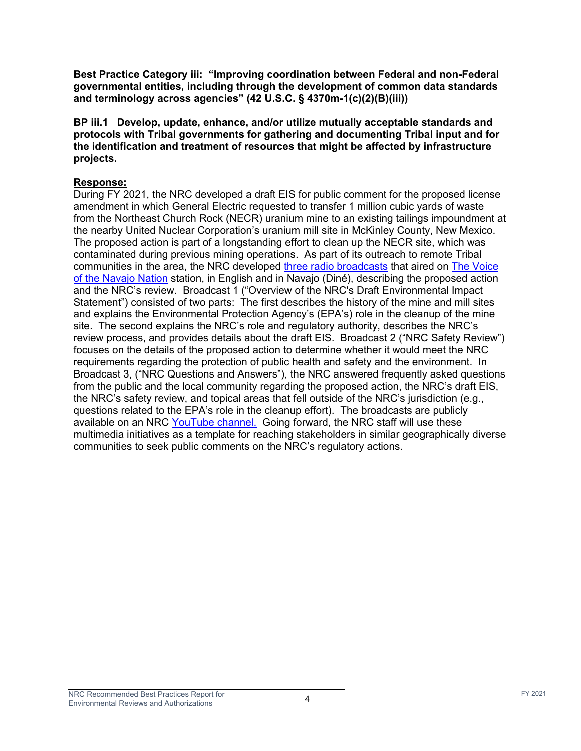**Best Practice Category iii: "Improving coordination between Federal and non-Federal governmental entities, including through the development of common data standards and terminology across agencies" (42 U.S.C. § 4370m-1(c)(2)(B)(iii))**

**BP iii.1 Develop, update, enhance, and/or utilize mutually acceptable standards and protocols with Tribal governments for gathering and documenting Tribal input and for the identification and treatment of resources that might be affected by infrastructure projects.**

**Response:**

During FY 2021, the NRC developed a draft EIS for public comment for the proposed license amendment in which General Electric requested to transfer 1 million cubic yards of waste from the Northeast Church Rock (NECR) uranium mine to an existing tailings impoundment at the nearby United Nuclear Corporation's uranium mill site in McKinley County, New Mexico. The proposed action is part of a longstanding effort to clean up the NECR site, which was contaminated during previous mining operations. As part of its outreach to remote Tribal communities in the area, the NRC developed three radio broadcasts that aired on The Voice of the Navajo Nation station, in English and in Navajo (Diné), describing the proposed action and the NRC's review. Broadcast 1 ("Overview of the NRC's Draft Environmental Impact Statement") consisted of two parts: The first describes the history of the mine and mill sites and explains the Environmental Protection Agency's (EPA's) role in the cleanup of the mine site. The second explains the NRC's role and regulatory authority, describes the NRC's review process, and provides details about the draft EIS. Broadcast 2 ("NRC Safety Review") focuses on the details of the proposed action to determine whether it would meet the NRC requirements regarding the protection of public health and safety and the environment. In Broadcast 3, ("NRC Questions and Answers"), the NRC answered frequently asked questions from the public and the local community regarding the proposed action, the NRC's draft EIS, the NRC's safety review, and topical areas that fell outside of the NRC's jurisdiction (e.g., questions related to the EPA's role in the cleanup effort). The broadcasts are publicly available on an NRC YouTube channel. Going forward, the NRC staff will use these multimedia initiatives as a template for reaching stakeholders in similar geographically diverse communities to seek public comments on the NRC's regulatory actions.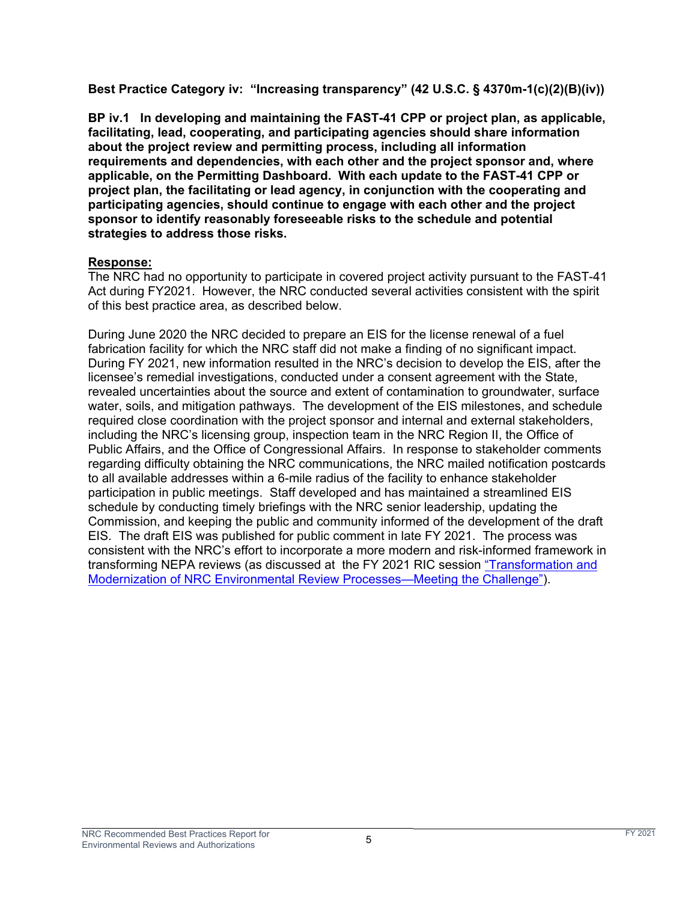**Best Practice Category iv: "Increasing transparency" (42 U.S.C. § 4370m-1(c)(2)(B)(iv))**

**BP iv.1 In developing and maintaining the FAST-41 CPP or project plan, as applicable, facilitating, lead, cooperating, and participating agencies should share information about the project review and permitting process, including all information requirements and dependencies, with each other and the project sponsor and, where applicable, on the Permitting Dashboard. With each update to the FAST-41 CPP or project plan, the facilitating or lead agency, in conjunction with the cooperating and participating agencies, should continue to engage with each other and the project sponsor to identify reasonably foreseeable risks to the schedule and potential strategies to address those risks.**

**Response:**

The NRC had no opportunity to participate in covered project activity pursuant to the FAST-41 Act during FY2021. However, the NRC conducted several activities consistent with the spirit of this best practice area, as described below.

During June 2020 the NRC decided to prepare an EIS for the license renewal of a fuel fabrication facility for which the NRC staff did not make a finding of no significant impact. During FY 2021, new information resulted in the NRC's decision to develop the EIS, after the licensee's remedial investigations, conducted under a consent agreement with the State, revealed uncertainties about the source and extent of contamination to groundwater, surface water, soils, and mitigation pathways. The development of the EIS milestones, and schedule required close coordination with the project sponsor and internal and external stakeholders, including the NRC's licensing group, inspection team in the NRC Region II, the Office of Public Affairs, and the Office of Congressional Affairs. In response to stakeholder comments regarding difficulty obtaining the NRC communications, the NRC mailed notification postcards to all available addresses within a 6-mile radius of the facility to enhance stakeholder participation in public meetings. Staff developed and has maintained a streamlined EIS schedule by conducting timely briefings with the NRC senior leadership, updating the Commission, and keeping the public and community informed of the development of the draft EIS. The draft EIS was published for public comment in late FY 2021. The process was consistent with the NRC's effort to incorporate a more modern and risk-informed framework in transforming NEPA reviews (as discussed at the FY 2021 RIC session "Transformation and Modernization of NRC Environmental Review Processes—Meeting the Challenge").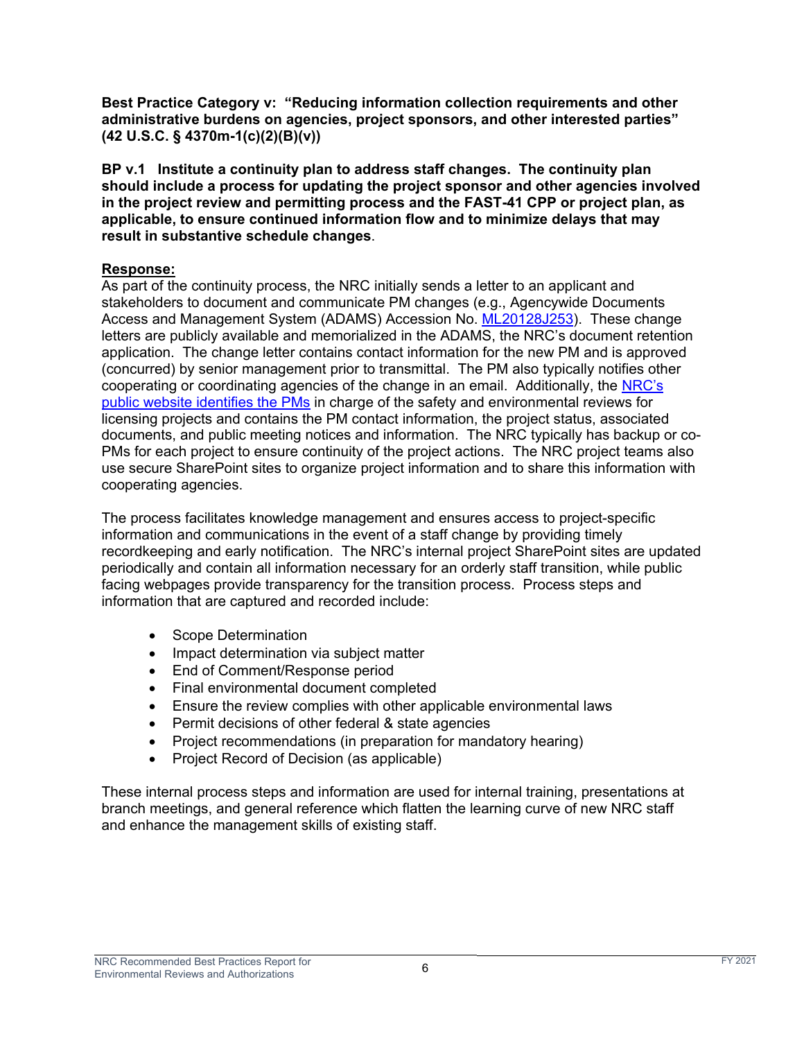**Best Practice Category v: "Reducing information collection requirements and other administrative burdens on agencies, project sponsors, and other interested parties" (42 U.S.C. § 4370m-1(c)(2)(B)(v))**

**BP v.1 Institute a continuity plan to address staff changes. The continuity plan should include a process for updating the project sponsor and other agencies involved in the project review and permitting process and the FAST-41 CPP or project plan, as applicable, to ensure continued information flow and to minimize delays that may result in substantive schedule changes**.

**Response:**

As part of the continuity process, the NRC initially sends a letter to an applicant and stakeholders to document and communicate PM changes (e.g., Agencywide Documents Access and Management System (ADAMS) Accession No. ML20128J253). These change letters are publicly available and memorialized in the ADAMS, the NRC's document retention application. The change letter contains contact information for the new PM and is approved (concurred) by senior management prior to transmittal. The PM also typically notifies other cooperating or coordinating agencies of the change in an email. Additionally, the NRC's public website identifies the PMs in charge of the safety and environmental reviews for licensing projects and contains the PM contact information, the project status, associated documents, and public meeting notices and information. The NRC typically has backup or co-PMs for each project to ensure continuity of the project actions. The NRC project teams also use secure SharePoint sites to organize project information and to share this information with cooperating agencies.

The process facilitates knowledge management and ensures access to project-specific information and communications in the event of a staff change by providing timely recordkeeping and early notification. The NRC's internal project SharePoint sites are updated periodically and contain all information necessary for an orderly staff transition, while public facing webpages provide transparency for the transition process. Process steps and information that are captured and recorded include:

- Scope Determination
- Impact determination via subject matter
- End of Comment/Response period
- Final environmental document completed
- Ensure the review complies with other applicable environmental laws
- Permit decisions of other federal & state agencies
- Project recommendations (in preparation for mandatory hearing)
- Project Record of Decision (as applicable)

These internal process steps and information are used for internal training, presentations at branch meetings, and general reference which flatten the learning curve of new NRC staff and enhance the management skills of existing staff.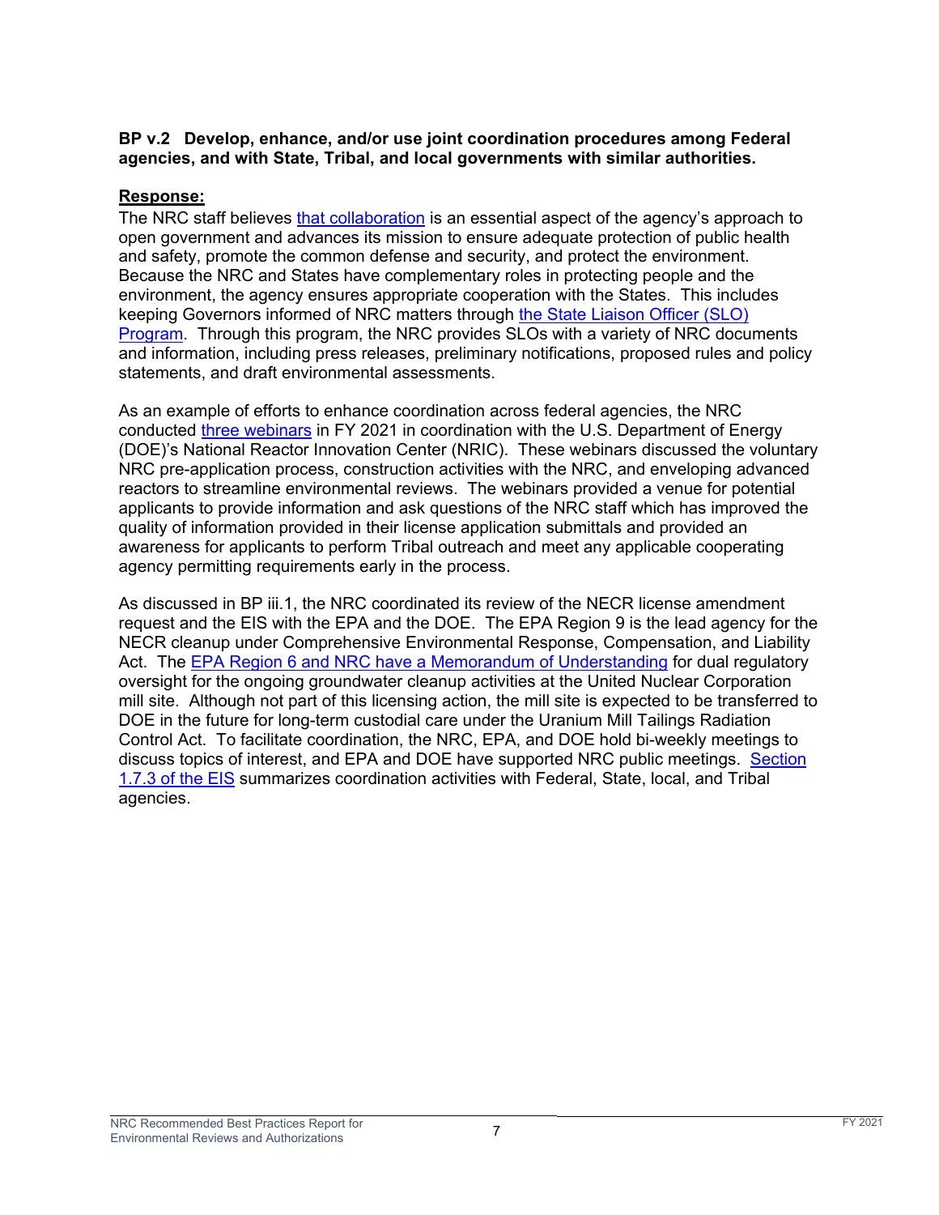**BP v.2 Develop, enhance, and/or use joint coordination procedures among Federal agencies, and with State, Tribal, and local governments with similar authorities.**

**Response:**

The NRC staff believes that collaboration is an essential aspect of the agency's approach to open government and advances its mission to ensure adequate protection of public health and safety, promote the common defense and security, and protect the environment. Because the NRC and States have complementary roles in protecting people and the environment, the agency ensures appropriate cooperation with the States. This includes keeping Governors informed of NRC matters through the State Liaison Officer (SLO) Program. Through this program, the NRC provides SLOs with a variety of NRC documents and information, including press releases, preliminary notifications, proposed rules and policy statements, and draft environmental assessments.

As an example of efforts to enhance coordination across federal agencies, the NRC conducted three webinars in FY 2021 in coordination with the U.S. Department of Energy (DOE)'s National Reactor Innovation Center (NRIC). These webinars discussed the voluntary NRC pre-application process, construction activities with the NRC, and enveloping advanced reactors to streamline environmental reviews. The webinars provided a venue for potential applicants to provide information and ask questions of the NRC staff which has improved the quality of information provided in their license application submittals and provided an awareness for applicants to perform Tribal outreach and meet any applicable cooperating agency permitting requirements early in the process.

As discussed in BP iii.1, the NRC coordinated its review of the NECR license amendment request and the EIS with the EPA and the DOE. The EPA Region 9 is the lead agency for the NECR cleanup under Comprehensive Environmental Response, Compensation, and Liability Act. The EPA Region 6 and NRC have a Memorandum of Understanding for dual regulatory oversight for the ongoing groundwater cleanup activities at the United Nuclear Corporation mill site. Although not part of this licensing action, the mill site is expected to be transferred to DOE in the future for long-term custodial care under the Uranium Mill Tailings Radiation Control Act. To facilitate coordination, the NRC, EPA, and DOE hold bi-weekly meetings to discuss topics of interest, and EPA and DOE have supported NRC public meetings. Section 1.7.3 of the EIS summarizes coordination activities with Federal, State, local, and Tribal agencies.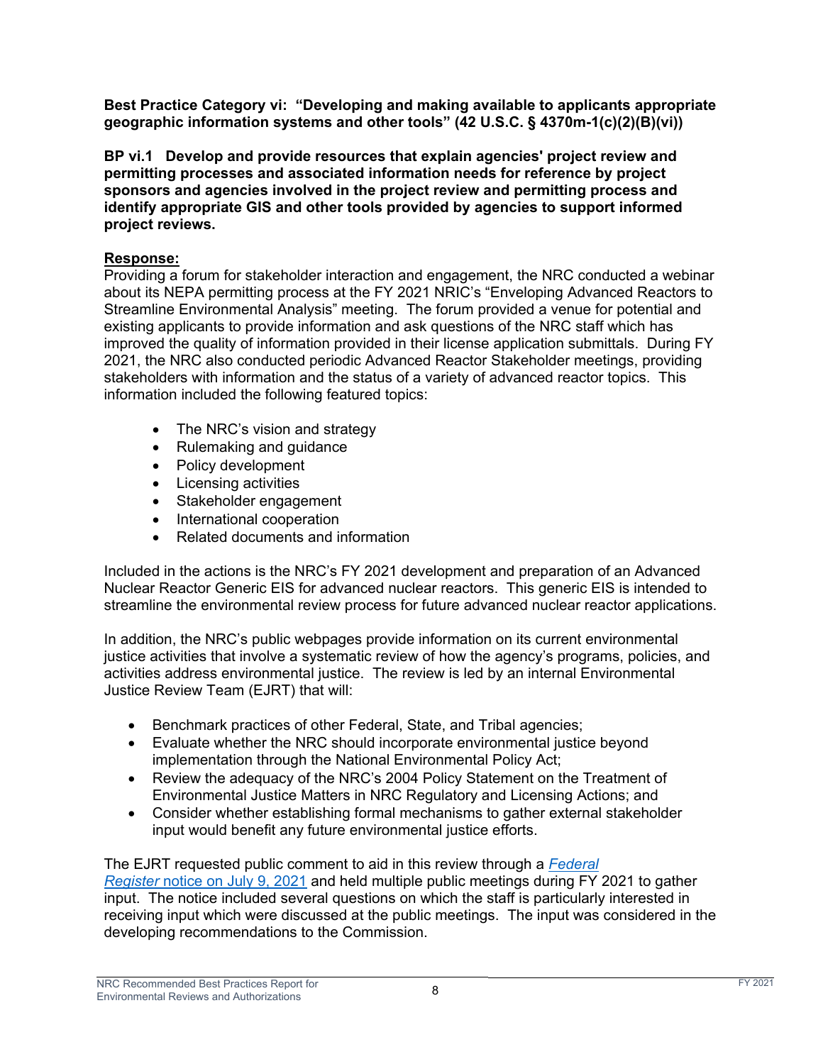**Best Practice Category vi: "Developing and making available to applicants appropriate geographic information systems and other tools" (42 U.S.C. § 4370m-1(c)(2)(B)(vi))**

**BP vi.1 Develop and provide resources that explain agencies' project review and permitting processes and associated information needs for reference by project sponsors and agencies involved in the project review and permitting process and identify appropriate GIS and other tools provided by agencies to support informed project reviews.**

**Response:**

Providing a forum for stakeholder interaction and engagement, the NRC conducted a webinar about its NEPA permitting process at the FY 2021 NRIC's "Enveloping Advanced Reactors to Streamline Environmental Analysis" meeting. The forum provided a venue for potential and existing applicants to provide information and ask questions of the NRC staff which has improved the quality of information provided in their license application submittals. During FY 2021, the NRC also conducted periodic Advanced Reactor Stakeholder meetings, providing stakeholders with information and the status of a variety of advanced reactor topics. This information included the following featured topics:

- The NRC's vision and strategy
- Rulemaking and guidance
- Policy development
- Licensing activities
- Stakeholder engagement
- International cooperation
- Related documents and information

Included in the actions is the NRC's FY 2021 development and preparation of an Advanced Nuclear Reactor Generic EIS for advanced nuclear reactors. This generic EIS is intended to streamline the environmental review process for future advanced nuclear reactor applications.

In addition, the NRC's public webpages provide information on its current environmental justice activities that involve a systematic review of how the agency's programs, policies, and activities address environmental justice. The review is led by an internal Environmental Justice Review Team (EJRT) that will:

- Benchmark practices of other Federal, State, and Tribal agencies;
- Evaluate whether the NRC should incorporate environmental justice beyond implementation through the National Environmental Policy Act;
- Review the adequacy of the NRC's 2004 Policy Statement on the Treatment of Environmental Justice Matters in NRC Regulatory and Licensing Actions; and
- Consider whether establishing formal mechanisms to gather external stakeholder input would benefit any future environmental justice efforts.

The EJRT requested public comment to aid in this review through a *Federal Register* notice on July 9, 2021 and held multiple public meetings during FY 2021 to gather input. The notice included several questions on which the staff is particularly interested in receiving input which were discussed at the public meetings. The input was considered in the developing recommendations to the Commission.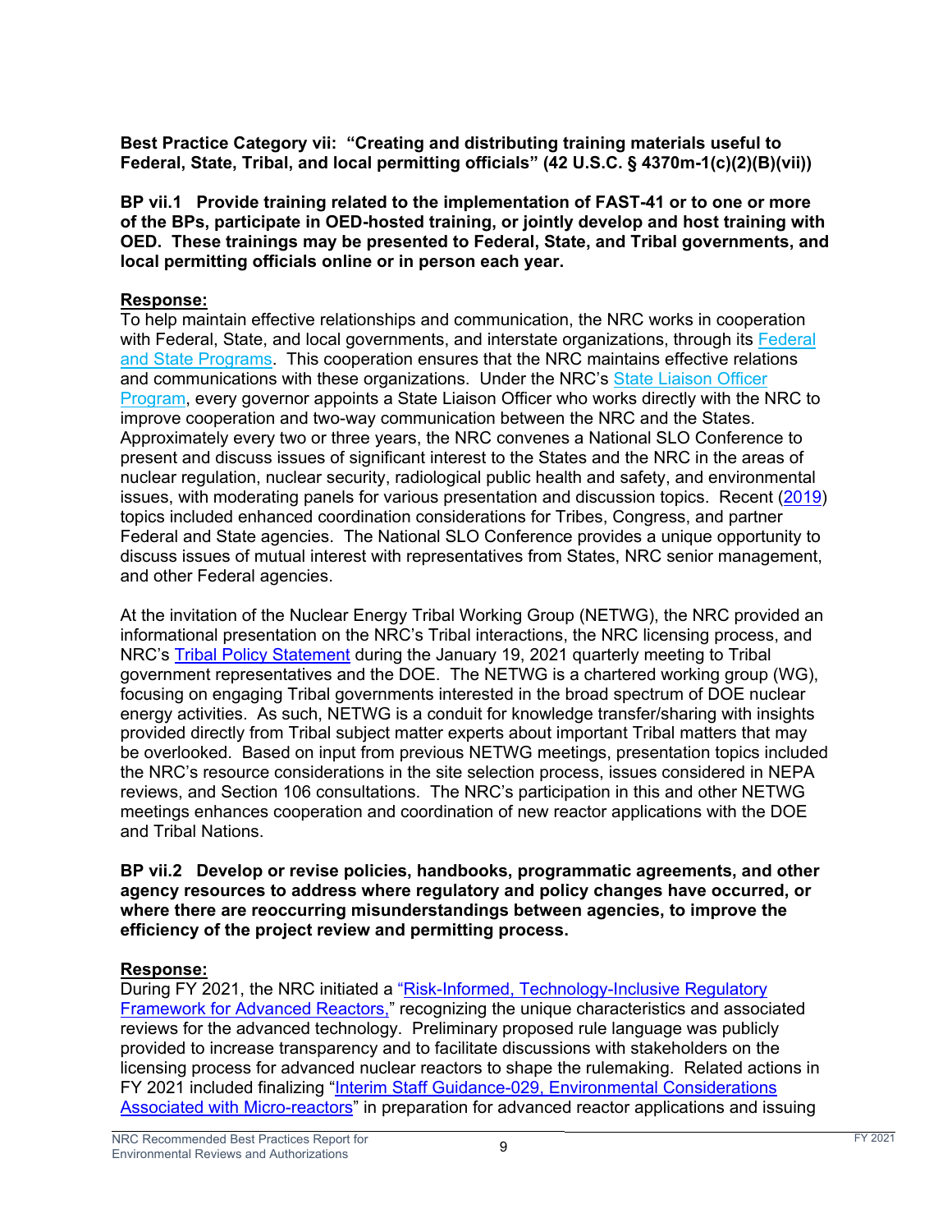**Best Practice Category vii: "Creating and distributing training materials useful to Federal, State, Tribal, and local permitting officials" (42 U.S.C. § 4370m-1(c)(2)(B)(vii))**

**BP vii.1 Provide training related to the implementation of FAST-41 or to one or more of the BPs, participate in OED-hosted training, or jointly develop and host training with OED. These trainings may be presented to Federal, State, and Tribal governments, and local permitting officials online or in person each year.**

**Response:**

To help maintain effective relationships and communication, the NRC works in cooperation with Federal, State, and local governments, and interstate organizations, through its Federal and State Programs. This cooperation ensures that the NRC maintains effective relations and communications with these organizations. Under the NRC's State Liaison Officer Program, every governor appoints a State Liaison Officer who works directly with the NRC to improve cooperation and two-way communication between the NRC and the States. Approximately every two or three years, the NRC convenes a National SLO Conference to present and discuss issues of significant interest to the States and the NRC in the areas of nuclear regulation, nuclear security, radiological public health and safety, and environmental issues, with moderating panels for various presentation and discussion topics. Recent (2019) topics included enhanced coordination considerations for Tribes, Congress, and partner Federal and State agencies. The National SLO Conference provides a unique opportunity to discuss issues of mutual interest with representatives from States, NRC senior management, and other Federal agencies.

At the invitation of the Nuclear Energy Tribal Working Group (NETWG), the NRC provided an informational presentation on the NRC's Tribal interactions, the NRC licensing process, and NRC's Tribal Policy Statement during the January 19, 2021 quarterly meeting to Tribal government representatives and the DOE. The NETWG is a chartered working group (WG), focusing on engaging Tribal governments interested in the broad spectrum of DOE nuclear energy activities. As such, NETWG is a conduit for knowledge transfer/sharing with insights provided directly from Tribal subject matter experts about important Tribal matters that may be overlooked. Based on input from previous NETWG meetings, presentation topics included the NRC's resource considerations in the site selection process, issues considered in NEPA reviews, and Section 106 consultations. The NRC's participation in this and other NETWG meetings enhances cooperation and coordination of new reactor applications with the DOE and Tribal Nations.

**BP vii.2 Develop or revise policies, handbooks, programmatic agreements, and other agency resources to address where regulatory and policy changes have occurred, or where there are reoccurring misunderstandings between agencies, to improve the efficiency of the project review and permitting process.**

**Response:**

During FY 2021, the NRC initiated a "Risk-Informed, Technology-Inclusive Regulatory Framework for Advanced Reactors," recognizing the unique characteristics and associated reviews for the advanced technology. Preliminary proposed rule language was publicly provided to increase transparency and to facilitate discussions with stakeholders on the licensing process for advanced nuclear reactors to shape the rulemaking. Related actions in FY 2021 included finalizing "Interim Staff Guidance-029, Environmental Considerations Associated with Micro-reactors" in preparation for advanced reactor applications and issuing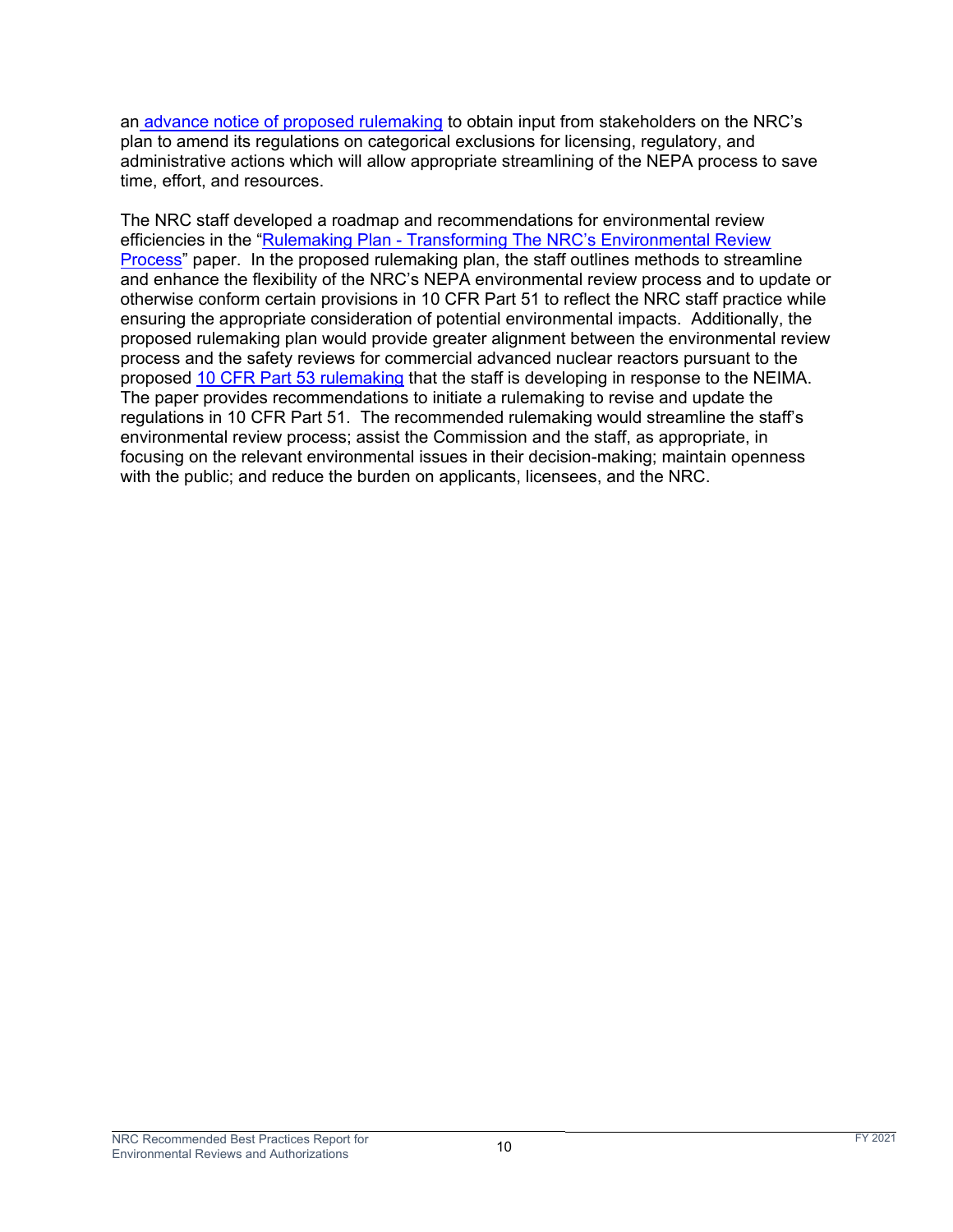an advance notice of proposed rulemaking to obtain input from stakeholders on the NRC's plan to amend its regulations on categorical exclusions for licensing, regulatory, and administrative actions which will allow appropriate streamlining of the NEPA process to save time, effort, and resources.

The NRC staff developed a roadmap and recommendations for environmental review efficiencies in the "Rulemaking Plan - Transforming The NRC's Environmental Review Process" paper. In the proposed rulemaking plan, the staff outlines methods to streamline and enhance the flexibility of the NRC's NEPA environmental review process and to update or otherwise conform certain provisions in 10 CFR Part 51 to reflect the NRC staff practice while ensuring the appropriate consideration of potential environmental impacts. Additionally, the proposed rulemaking plan would provide greater alignment between the environmental review process and the safety reviews for commercial advanced nuclear reactors pursuant to the proposed 10 CFR Part 53 rulemaking that the staff is developing in response to the NEIMA. The paper provides recommendations to initiate a rulemaking to revise and update the regulations in 10 CFR Part 51. The recommended rulemaking would streamline the staff's environmental review process; assist the Commission and the staff, as appropriate, in focusing on the relevant environmental issues in their decision-making; maintain openness with the public; and reduce the burden on applicants, licensees, and the NRC.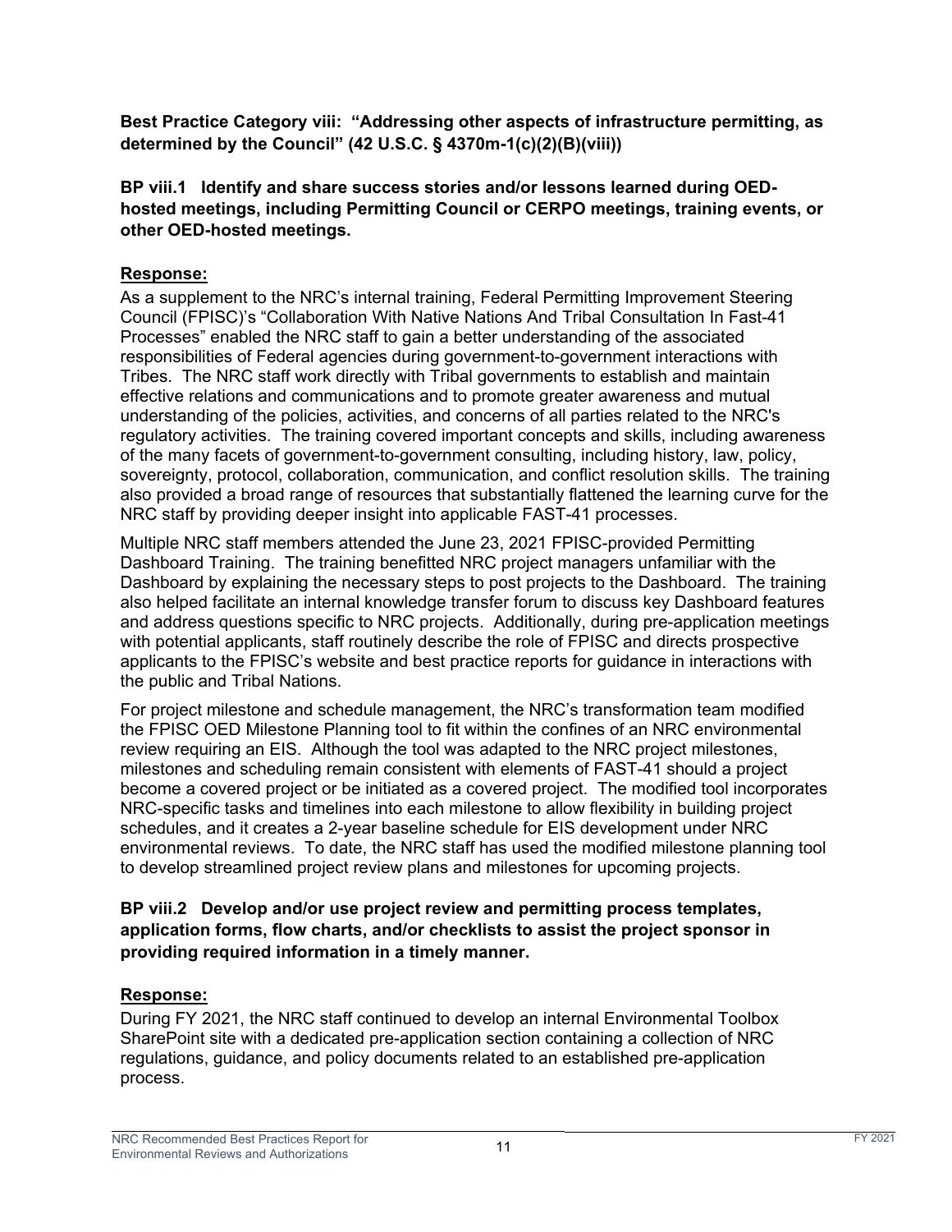**Best Practice Category viii: "Addressing other aspects of infrastructure permitting, as determined by the Council" (42 U.S.C. § 4370m-1(c)(2)(B)(viii))**

**BP viii.1 Identify and share success stories and/or lessons learned during OED-hosted meetings, including Permitting Council or CERPO meetings, training events, or other OED-hosted meetings.**

**Response:**

As a supplement to the NRC's internal training, Federal Permitting Improvement Steering Council (FPISC)'s "Collaboration With Native Nations And Tribal Consultation In Fast-41 Processes" enabled the NRC staff to gain a better understanding of the associated responsibilities of Federal agencies during government-to-government interactions with Tribes. The NRC staff work directly with Tribal governments to establish and maintain effective relations and communications and to promote greater awareness and mutual understanding of the policies, activities, and concerns of all parties related to the NRC's regulatory activities. The training covered important concepts and skills, including awareness of the many facets of government-to-government consulting, including history, law, policy, sovereignty, protocol, collaboration, communication, and conflict resolution skills. The training also provided a broad range of resources that substantially flattened the learning curve for the NRC staff by providing deeper insight into applicable FAST-41 processes.

Multiple NRC staff members attended the June 23, 2021 FPISC-provided Permitting Dashboard Training. The training benefitted NRC project managers unfamiliar with the Dashboard by explaining the necessary steps to post projects to the Dashboard. The training also helped facilitate an internal knowledge transfer forum to discuss key Dashboard features and address questions specific to NRC projects. Additionally, during pre-application meetings with potential applicants, staff routinely describe the role of FPISC and directs prospective applicants to the FPISC's website and best practice reports for guidance in interactions with the public and Tribal Nations.

For project milestone and schedule management, the NRC's transformation team modified the FPISC OED Milestone Planning tool to fit within the confines of an NRC environmental review requiring an EIS. Although the tool was adapted to the NRC project milestones, milestones and scheduling remain consistent with elements of FAST-41 should a project become a covered project or be initiated as a covered project. The modified tool incorporates NRC-specific tasks and timelines into each milestone to allow flexibility in building project schedules, and it creates a 2-year baseline schedule for EIS development under NRC environmental reviews. To date, the NRC staff has used the modified milestone planning tool to develop streamlined project review plans and milestones for upcoming projects.

**BP viii.2 Develop and/or use project review and permitting process templates, application forms, flow charts, and/or checklists to assist the project sponsor in providing required information in a timely manner.**

**Response:**

During FY 2021, the NRC staff continued to develop an internal Environmental Toolbox SharePoint site with a dedicated pre-application section containing a collection of NRC regulations, guidance, and policy documents related to an established pre-application process.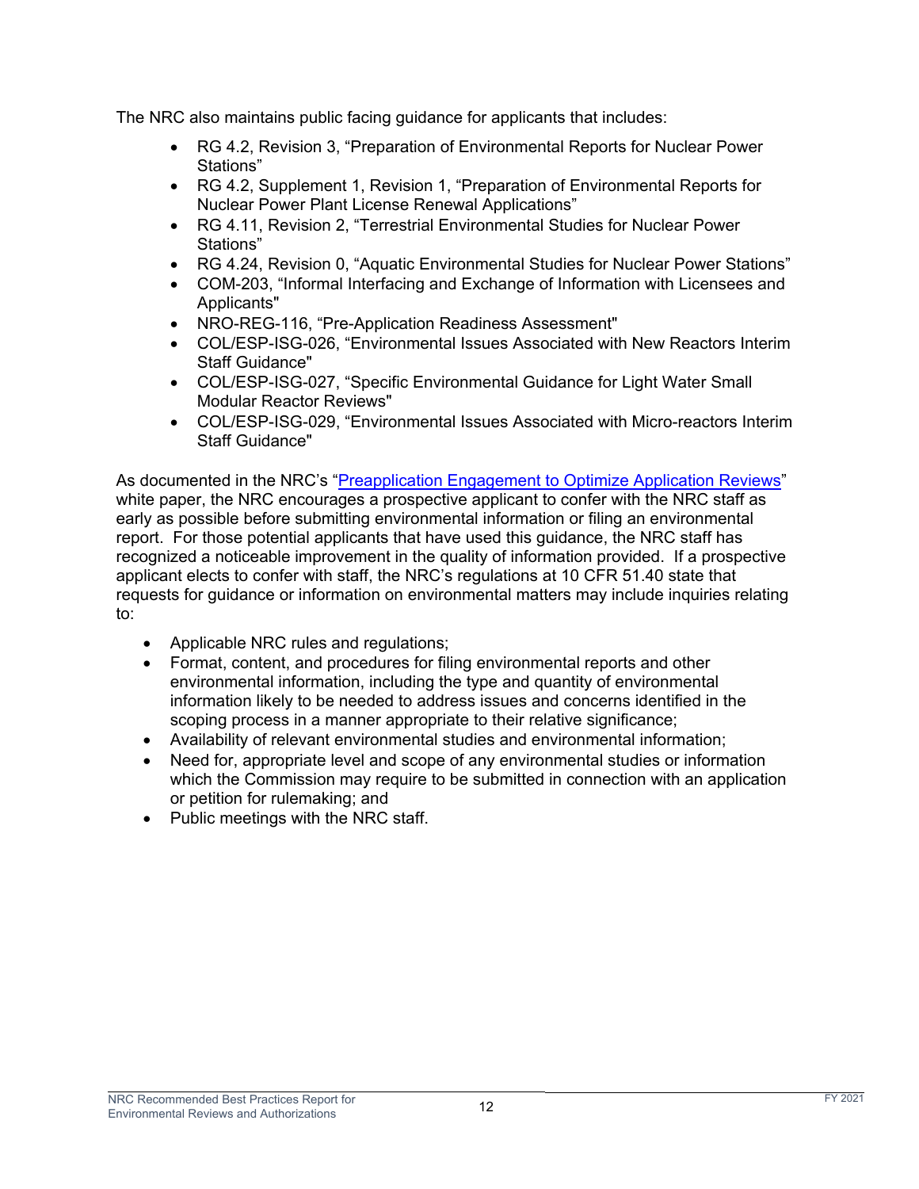The NRC also maintains public facing guidance for applicants that includes:

- RG 4.2, Revision 3, “Preparation of Environmental Reports for Nuclear Power Stations”
- RG 4.2, Supplement 1, Revision 1, “Preparation of Environmental Reports for Nuclear Power Plant License Renewal Applications”
- RG 4.11, Revision 2, “Terrestrial Environmental Studies for Nuclear Power Stations”
- RG 4.24, Revision 0, “Aquatic Environmental Studies for Nuclear Power Stations”
- COM-203, “Informal Interfacing and Exchange of Information with Licensees and Applicants"
- NRO-REG-116, “Pre-Application Readiness Assessment"
- COL/ESP-ISG-026, “Environmental Issues Associated with New Reactors Interim Staff Guidance"
- COL/ESP-ISG-027, “Specific Environmental Guidance for Light Water Small Modular Reactor Reviews"
- COL/ESP-ISG-029, “Environmental Issues Associated with Micro-reactors Interim Staff Guidance"

As documented in the NRC’s “Preapplication Engagement to Optimize Application Reviews” white paper, the NRC encourages a prospective applicant to confer with the NRC staff as early as possible before submitting environmental information or filing an environmental report. For those potential applicants that have used this guidance, the NRC staff has recognized a noticeable improvement in the quality of information provided. If a prospective applicant elects to confer with staff, the NRC’s regulations at 10 CFR 51.40 state that requests for guidance or information on environmental matters may include inquiries relating to:

- Applicable NRC rules and regulations;
- Format, content, and procedures for filing environmental reports and other environmental information, including the type and quantity of environmental information likely to be needed to address issues and concerns identified in the scoping process in a manner appropriate to their relative significance;
- Availability of relevant environmental studies and environmental information;
- Need for, appropriate level and scope of any environmental studies or information which the Commission may require to be submitted in connection with an application or petition for rulemaking; and
- Public meetings with the NRC staff.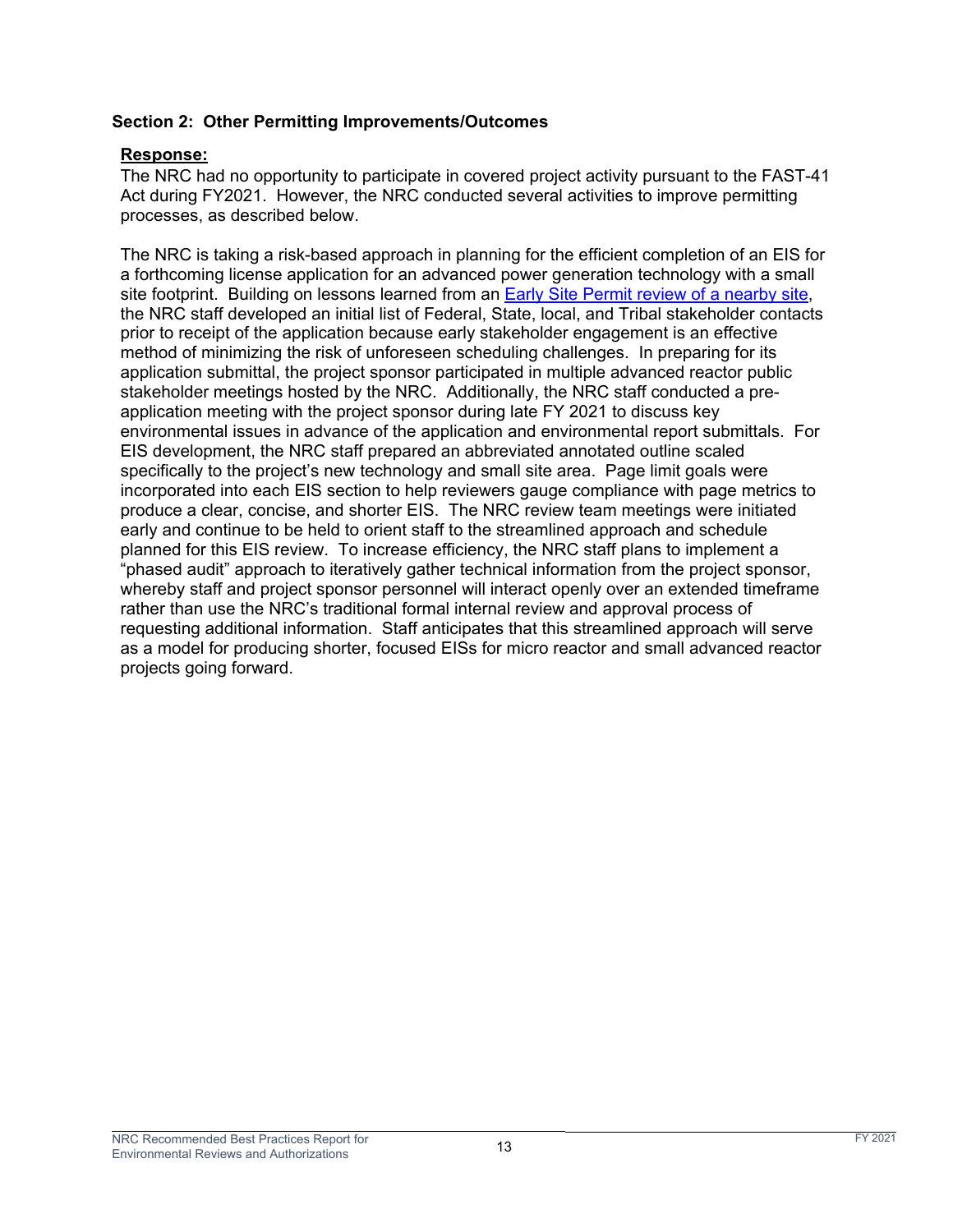## Section 2: Other Permitting Improvements/Outcomes

**Response:**

The NRC had no opportunity to participate in covered project activity pursuant to the FAST-41 Act during FY2021. However, the NRC conducted several activities to improve permitting processes, as described below.

The NRC is taking a risk-based approach in planning for the efficient completion of an EIS for a forthcoming license application for an advanced power generation technology with a small site footprint. Building on lessons learned from an Early Site Permit review of a nearby site, the NRC staff developed an initial list of Federal, State, local, and Tribal stakeholder contacts prior to receipt of the application because early stakeholder engagement is an effective method of minimizing the risk of unforeseen scheduling challenges. In preparing for its application submittal, the project sponsor participated in multiple advanced reactor public stakeholder meetings hosted by the NRC. Additionally, the NRC staff conducted a pre-application meeting with the project sponsor during late FY 2021 to discuss key environmental issues in advance of the application and environmental report submittals. For EIS development, the NRC staff prepared an abbreviated annotated outline scaled specifically to the project's new technology and small site area. Page limit goals were incorporated into each EIS section to help reviewers gauge compliance with page metrics to produce a clear, concise, and shorter EIS. The NRC review team meetings were initiated early and continue to be held to orient staff to the streamlined approach and schedule planned for this EIS review. To increase efficiency, the NRC staff plans to implement a "phased audit" approach to iteratively gather technical information from the project sponsor, whereby staff and project sponsor personnel will interact openly over an extended timeframe rather than use the NRC's traditional formal internal review and approval process of requesting additional information. Staff anticipates that this streamlined approach will serve as a model for producing shorter, focused EISs for micro reactor and small advanced reactor projects going forward.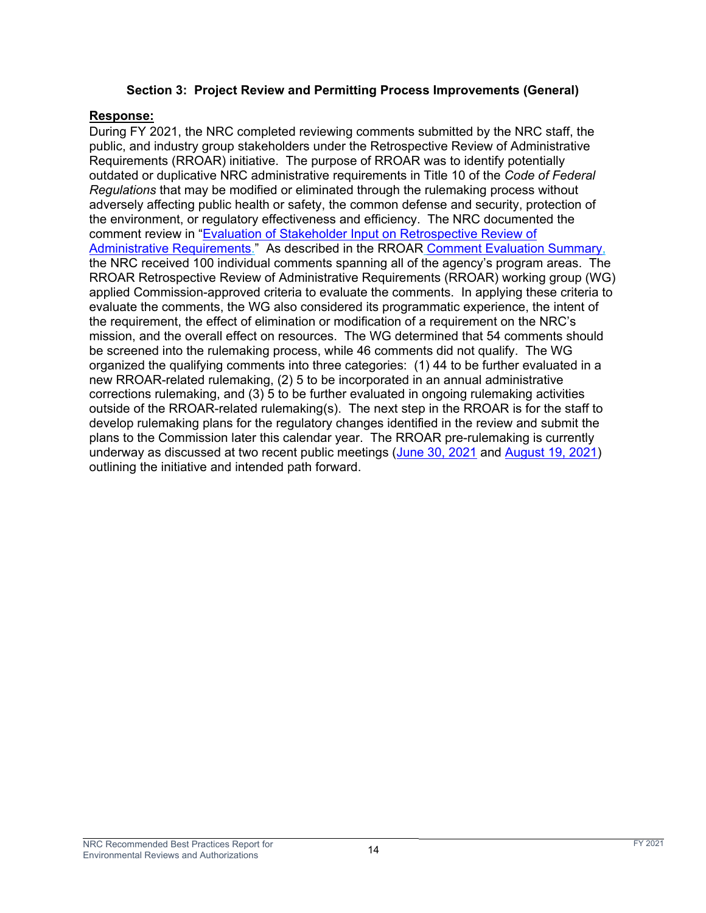### Section 3: Project Review and Permitting Process Improvements (General)

**Response:**

During FY 2021, the NRC completed reviewing comments submitted by the NRC staff, the public, and industry group stakeholders under the Retrospective Review of Administrative Requirements (RROAR) initiative. The purpose of RROAR was to identify potentially outdated or duplicative NRC administrative requirements in Title 10 of the *Code of Federal Regulations* that may be modified or eliminated through the rulemaking process without adversely affecting public health or safety, the common defense and security, protection of the environment, or regulatory effectiveness and efficiency. The NRC documented the comment review in "Evaluation of Stakeholder Input on Retrospective Review of Administrative Requirements." As described in the RROAR Comment Evaluation Summary, the NRC received 100 individual comments spanning all of the agency's program areas. The RROAR Retrospective Review of Administrative Requirements (RROAR) working group (WG) applied Commission-approved criteria to evaluate the comments. In applying these criteria to evaluate the comments, the WG also considered its programmatic experience, the intent of the requirement, the effect of elimination or modification of a requirement on the NRC's mission, and the overall effect on resources. The WG determined that 54 comments should be screened into the rulemaking process, while 46 comments did not qualify. The WG organized the qualifying comments into three categories: (1) 44 to be further evaluated in a new RROAR-related rulemaking, (2) 5 to be incorporated in an annual administrative corrections rulemaking, and (3) 5 to be further evaluated in ongoing rulemaking activities outside of the RROAR-related rulemaking(s). The next step in the RROAR is for the staff to develop rulemaking plans for the regulatory changes identified in the review and submit the plans to the Commission later this calendar year. The RROAR pre-rulemaking is currently underway as discussed at two recent public meetings (June 30, 2021 and August 19, 2021) outlining the initiative and intended path forward.